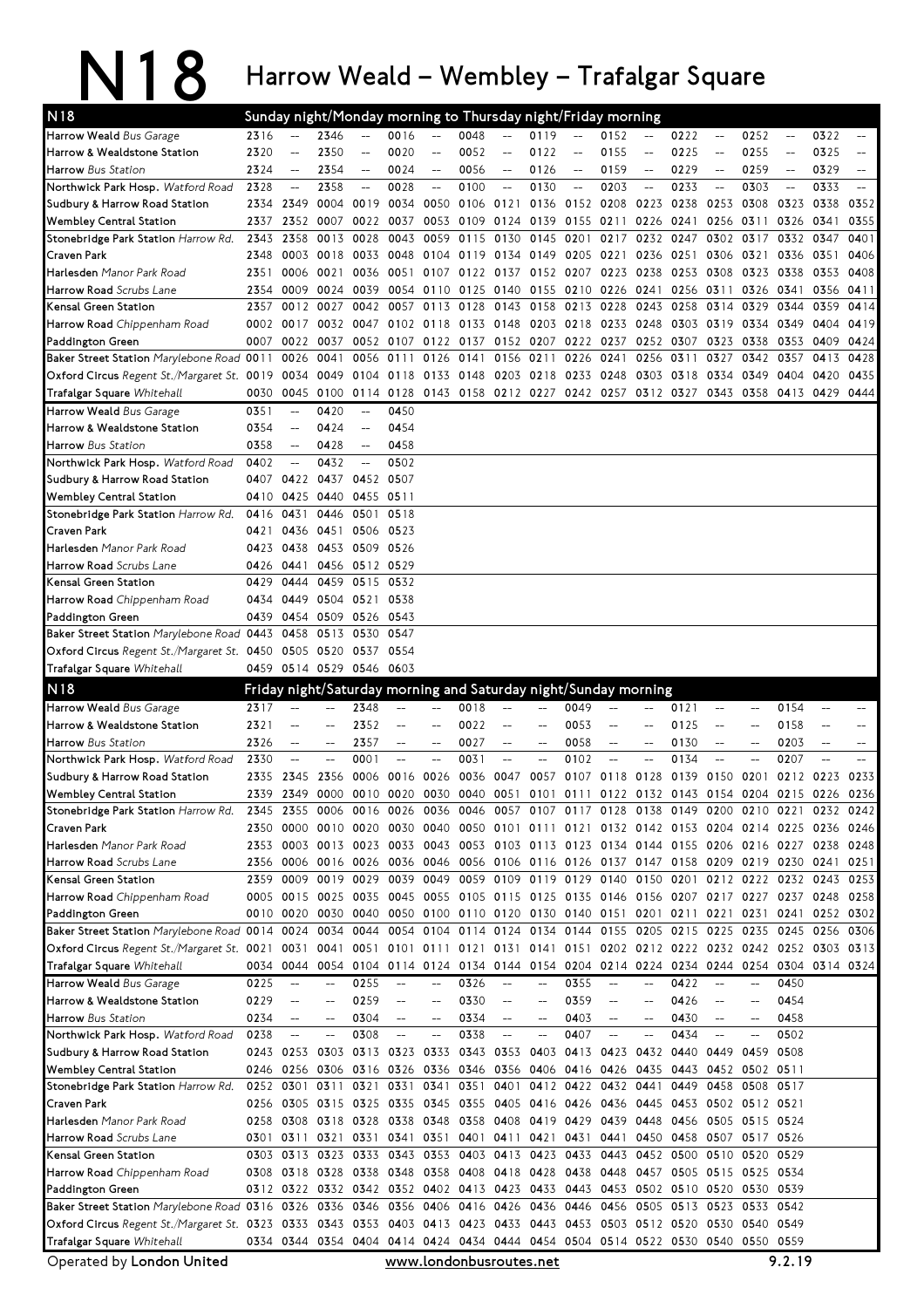# N18 Harrow Weald – Wembley – Trafalgar Square

## N18 Sunday night/Monday morning to Thursday night/Friday morning

| Stop | | | | | | | | | | | | | | | | | | |
|---|---|---|---|---|---|---|---|---|---|---|---|---|---|---|---|---|---|---|
| Harrow Weald *Bus Garage* | 2316 | -- | 2346 | -- | 0016 | -- | 0048 | -- | 0119 | -- | 0152 | -- | 0222 | -- | 0252 | -- | 0322 | -- |
| Harrow & Wealdstone Station | 2320 | -- | 2350 | -- | 0020 | -- | 0052 | -- | 0122 | -- | 0155 | -- | 0225 | -- | 0255 | -- | 0325 | -- |
| Harrow *Bus Station* | 2324 | -- | 2354 | -- | 0024 | -- | 0056 | -- | 0126 | -- | 0159 | -- | 0229 | -- | 0259 | -- | 0329 | -- |
| Northwick Park Hosp. *Watford Road* | 2328 | -- | 2358 | -- | 0028 | -- | 0100 | -- | 0130 | -- | 0203 | -- | 0233 | -- | 0303 | -- | 0333 | -- |
| Sudbury & Harrow Road Station | 2334 | 2349 | 0004 | 0019 | 0034 | 0050 | 0106 | 0121 | 0136 | 0152 | 0208 | 0223 | 0238 | 0253 | 0308 | 0323 | 0338 | 0352 |
| Wembley Central Station | 2337 | 2352 | 0007 | 0022 | 0037 | 0053 | 0109 | 0124 | 0139 | 0155 | 0211 | 0226 | 0241 | 0256 | 0311 | 0326 | 0341 | 0355 |
| Stonebridge Park Station *Harrow Rd.* | 2343 | 2358 | 0013 | 0028 | 0043 | 0059 | 0115 | 0130 | 0145 | 0201 | 0217 | 0232 | 0247 | 0302 | 0317 | 0332 | 0347 | 0401 |
| Craven Park | 2348 | 0003 | 0018 | 0033 | 0048 | 0104 | 0119 | 0134 | 0149 | 0205 | 0221 | 0236 | 0251 | 0306 | 0321 | 0336 | 0351 | 0406 |
| Harlesden *Manor Park Road* | 2351 | 0006 | 0021 | 0036 | 0051 | 0107 | 0122 | 0137 | 0152 | 0207 | 0223 | 0238 | 0253 | 0308 | 0323 | 0338 | 0353 | 0408 |
| Harrow Road *Scrubs Lane* | 2354 | 0009 | 0024 | 0039 | 0054 | 0110 | 0125 | 0140 | 0155 | 0210 | 0226 | 0241 | 0256 | 0311 | 0326 | 0341 | 0356 | 0411 |
| Kensal Green Station | 2357 | 0012 | 0027 | 0042 | 0057 | 0113 | 0128 | 0143 | 0158 | 0213 | 0228 | 0243 | 0258 | 0314 | 0329 | 0344 | 0359 | 0414 |
| Harrow Road *Chippenham Road* | 0002 | 0017 | 0032 | 0047 | 0102 | 0118 | 0133 | 0148 | 0203 | 0218 | 0233 | 0248 | 0303 | 0319 | 0334 | 0349 | 0404 | 0419 |
| Paddington Green | 0007 | 0022 | 0037 | 0052 | 0107 | 0122 | 0137 | 0152 | 0207 | 0222 | 0237 | 0252 | 0307 | 0323 | 0338 | 0353 | 0409 | 0424 |
| Baker Street Station *Marylebone Road* | 0011 | 0026 | 0041 | 0056 | 0111 | 0126 | 0141 | 0156 | 0211 | 0226 | 0241 | 0256 | 0311 | 0327 | 0342 | 0357 | 0413 | 0428 |
| Oxford Circus *Regent St./Margaret St.* | 0019 | 0034 | 0049 | 0104 | 0118 | 0133 | 0148 | 0203 | 0218 | 0233 | 0248 | 0303 | 0318 | 0334 | 0349 | 0404 | 0420 | 0435 |
| Trafalgar Square *Whitehall* | 0030 | 0045 | 0100 | 0114 | 0128 | 0143 | 0158 | 0212 | 0227 | 0242 | 0257 | 0312 | 0327 | 0343 | 0358 | 0413 | 0429 | 0444 |

| Stop | | | | | |
|---|---|---|---|---|---|
| Harrow Weald *Bus Garage* | 0351 | -- | 0420 | -- | 0450 |
| Harrow & Wealdstone Station | 0354 | -- | 0424 | -- | 0454 |
| Harrow *Bus Station* | 0358 | -- | 0428 | -- | 0458 |
| Northwick Park Hosp. *Watford Road* | 0402 | -- | 0432 | -- | 0502 |
| Sudbury & Harrow Road Station | 0407 | 0422 | 0437 | 0452 | 0507 |
| Wembley Central Station | 0410 | 0425 | 0440 | 0455 | 0511 |
| Stonebridge Park Station *Harrow Rd.* | 0416 | 0431 | 0446 | 0501 | 0518 |
| Craven Park | 0421 | 0436 | 0451 | 0506 | 0523 |
| Harlesden *Manor Park Road* | 0423 | 0438 | 0453 | 0509 | 0526 |
| Harrow Road *Scrubs Lane* | 0426 | 0441 | 0456 | 0512 | 0529 |
| Kensal Green Station | 0429 | 0444 | 0459 | 0515 | 0532 |
| Harrow Road *Chippenham Road* | 0434 | 0449 | 0504 | 0521 | 0538 |
| Paddington Green | 0439 | 0454 | 0509 | 0526 | 0543 |
| Baker Street Station *Marylebone Road* | 0443 | 0458 | 0513 | 0530 | 0547 |
| Oxford Circus *Regent St./Margaret St.* | 0450 | 0505 | 0520 | 0537 | 0554 |
| Trafalgar Square *Whitehall* | 0459 | 0514 | 0529 | 0546 | 0603 |

## N18 Friday night/Saturday morning and Saturday night/Sunday morning

| Stop | | | | | | | | | | | | | | | | | | |
|---|---|---|---|---|---|---|---|---|---|---|---|---|---|---|---|---|---|---|
| Harrow Weald *Bus Garage* | 2317 | -- | -- | 2348 | -- | -- | 0018 | -- | -- | 0049 | -- | -- | 0121 | -- | -- | 0154 | -- | -- |
| Harrow & Wealdstone Station | 2321 | -- | -- | 2352 | -- | -- | 0022 | -- | -- | 0053 | -- | -- | 0125 | -- | -- | 0158 | -- | -- |
| Harrow *Bus Station* | 2326 | -- | -- | 2357 | -- | -- | 0027 | -- | -- | 0058 | -- | -- | 0130 | -- | -- | 0203 | -- | -- |
| Northwick Park Hosp. *Watford Road* | 2330 | -- | -- | 0001 | -- | -- | 0031 | -- | -- | 0102 | -- | -- | 0134 | -- | -- | 0207 | -- | -- |
| Sudbury & Harrow Road Station | 2335 | 2345 | 2356 | 0006 | 0016 | 0026 | 0036 | 0047 | 0057 | 0107 | 0118 | 0128 | 0139 | 0150 | 0201 | 0212 | 0223 | 0233 |
| Wembley Central Station | 2339 | 2349 | 0000 | 0010 | 0020 | 0030 | 0040 | 0051 | 0101 | 0111 | 0122 | 0132 | 0143 | 0154 | 0204 | 0215 | 0226 | 0236 |
| Stonebridge Park Station *Harrow Rd.* | 2345 | 2355 | 0006 | 0016 | 0026 | 0036 | 0046 | 0056 | 0107 | 0117 | 0128 | 0138 | 0149 | 0200 | 0210 | 0221 | 0232 | 0242 |
| Craven Park | 2350 | 0000 | 0010 | 0020 | 0030 | 0040 | 0050 | 0101 | 0111 | 0121 | 0132 | 0142 | 0153 | 0204 | 0214 | 0225 | 0236 | 0246 |
| Harlesden *Manor Park Road* | 2353 | 0003 | 0013 | 0023 | 0033 | 0043 | 0053 | 0103 | 0113 | 0123 | 0134 | 0144 | 0155 | 0206 | 0216 | 0227 | 0238 | 0248 |
| Harrow Road *Scrubs Lane* | 2356 | 0006 | 0016 | 0026 | 0036 | 0046 | 0056 | 0106 | 0116 | 0126 | 0137 | 0147 | 0158 | 0209 | 0219 | 0230 | 0241 | 0251 |
| Kensal Green Station | 2359 | 0009 | 0019 | 0029 | 0039 | 0049 | 0059 | 0109 | 0119 | 0129 | 0140 | 0150 | 0201 | 0212 | 0222 | 0232 | 0243 | 0253 |
| Harrow Road *Chippenham Road* | 0005 | 0015 | 0025 | 0035 | 0045 | 0055 | 0105 | 0115 | 0125 | 0135 | 0146 | 0156 | 0207 | 0217 | 0227 | 0237 | 0248 | 0258 |
| Paddington Green | 0010 | 0020 | 0030 | 0040 | 0050 | 0100 | 0110 | 0120 | 0130 | 0140 | 0151 | 0201 | 0211 | 0221 | 0231 | 0241 | 0252 | 0302 |
| Baker Street Station *Marylebone Road* | 0014 | 0024 | 0034 | 0044 | 0054 | 0104 | 0114 | 0124 | 0134 | 0144 | 0155 | 0205 | 0215 | 0225 | 0235 | 0245 | 0256 | 0306 |
| Oxford Circus *Regent St./Margaret St.* | 0021 | 0031 | 0041 | 0051 | 0101 | 0111 | 0121 | 0131 | 0141 | 0151 | 0202 | 0212 | 0222 | 0232 | 0242 | 0252 | 0303 | 0313 |
| Trafalgar Square *Whitehall* | 0034 | 0044 | 0054 | 0104 | 0114 | 0124 | 0134 | 0144 | 0154 | 0204 | 0214 | 0224 | 0234 | 0244 | 0254 | 0304 | 0314 | 0324 |

| Stop | | | | | | | | | | | | | | | | |
|---|---|---|---|---|---|---|---|---|---|---|---|---|---|---|---|---|
| Harrow Weald *Bus Garage* | 0225 | -- | -- | 0255 | -- | -- | 0326 | -- | -- | 0355 | -- | -- | 0422 | -- | -- | 0450 |
| Harrow & Wealdstone Station | 0229 | -- | -- | 0259 | -- | -- | 0330 | -- | -- | 0359 | -- | -- | 0426 | -- | -- | 0454 |
| Harrow *Bus Station* | 0234 | -- | -- | 0304 | -- | -- | 0334 | -- | -- | 0403 | -- | -- | 0430 | -- | -- | 0458 |
| Northwick Park Hosp. *Watford Road* | 0238 | -- | -- | 0308 | -- | -- | 0338 | -- | -- | 0407 | -- | -- | 0434 | -- | -- | 0502 |
| Sudbury & Harrow Road Station | 0243 | 0253 | 0303 | 0313 | 0323 | 0333 | 0343 | 0353 | 0403 | 0413 | 0423 | 0432 | 0440 | 0449 | 0459 | 0508 |
| Wembley Central Station | 0246 | 0256 | 0306 | 0316 | 0326 | 0336 | 0346 | 0356 | 0406 | 0416 | 0426 | 0435 | 0443 | 0452 | 0502 | 0511 |
| Stonebridge Park Station *Harrow Rd.* | 0252 | 0301 | 0311 | 0321 | 0331 | 0341 | 0351 | 0401 | 0412 | 0422 | 0432 | 0441 | 0449 | 0458 | 0508 | 0517 |
| Craven Park | 0256 | 0305 | 0315 | 0325 | 0335 | 0345 | 0355 | 0405 | 0416 | 0426 | 0436 | 0445 | 0453 | 0502 | 0512 | 0521 |
| Harlesden *Manor Park Road* | 0258 | 0308 | 0318 | 0328 | 0338 | 0348 | 0358 | 0408 | 0419 | 0429 | 0439 | 0448 | 0456 | 0505 | 0515 | 0524 |
| Harrow Road *Scrubs Lane* | 0301 | 0311 | 0321 | 0331 | 0341 | 0351 | 0401 | 0411 | 0421 | 0431 | 0441 | 0450 | 0458 | 0507 | 0517 | 0526 |
| Kensal Green Station | 0303 | 0313 | 0323 | 0333 | 0343 | 0353 | 0403 | 0413 | 0423 | 0433 | 0443 | 0452 | 0500 | 0510 | 0520 | 0529 |
| Harrow Road *Chippenham Road* | 0308 | 0318 | 0328 | 0338 | 0348 | 0358 | 0408 | 0418 | 0428 | 0438 | 0448 | 0457 | 0505 | 0515 | 0525 | 0534 |
| Paddington Green | 0312 | 0322 | 0332 | 0342 | 0352 | 0402 | 0413 | 0423 | 0433 | 0443 | 0453 | 0502 | 0510 | 0520 | 0530 | 0539 |
| Baker Street Station *Marylebone Road* | 0316 | 0326 | 0336 | 0346 | 0356 | 0406 | 0416 | 0426 | 0436 | 0446 | 0456 | 0505 | 0513 | 0523 | 0533 | 0542 |
| Oxford Circus *Regent St./Margaret St.* | 0323 | 0333 | 0343 | 0353 | 0403 | 0413 | 0423 | 0433 | 0443 | 0453 | 0503 | 0512 | 0520 | 0530 | 0540 | 0549 |
| Trafalgar Square *Whitehall* | 0334 | 0344 | 0354 | 0404 | 0414 | 0424 | 0434 | 0444 | 0454 | 0504 | 0514 | 0522 | 0530 | 0540 | 0550 | 0559 |

Operated by **London United** www.londonbusroutes.net 9.2.19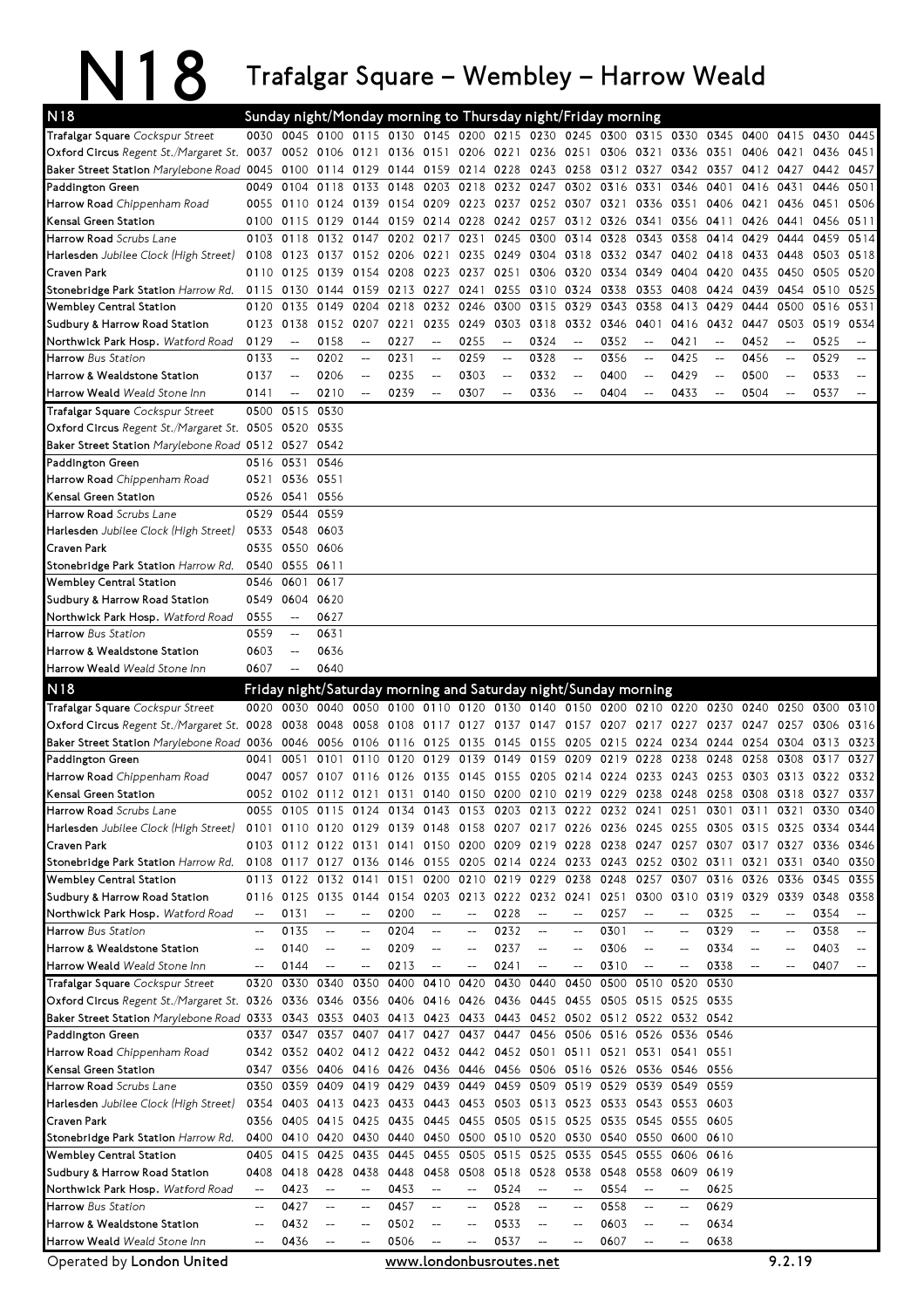# N18 Trafalgar Square – Wembley – Harrow Weald

## N18 Sunday night/Monday morning to Thursday night/Friday morning

| | | | | | | | | | | | | | | | | | | |
|---|---|---|---|---|---|---|---|---|---|---|---|---|---|---|---|---|---|---|
| Trafalgar Square *Cockspur Street* | 0030 | 0045 | 0100 | 0115 | 0130 | 0145 | 0200 | 0215 | 0230 | 0245 | 0300 | 0315 | 0330 | 0345 | 0400 | 0415 | 0430 | 0445 |
| Oxford Circus *Regent St./Margaret St.* | 0037 | 0052 | 0106 | 0121 | 0136 | 0151 | 0206 | 0221 | 0236 | 0251 | 0306 | 0321 | 0336 | 0351 | 0406 | 0421 | 0436 | 0451 |
| Baker Street Station *Marylebone Road* | 0045 | 0100 | 0114 | 0129 | 0144 | 0159 | 0214 | 0228 | 0243 | 0258 | 0312 | 0327 | 0342 | 0357 | 0412 | 0427 | 0442 | 0457 |
| Paddington Green | 0049 | 0104 | 0118 | 0133 | 0148 | 0203 | 0218 | 0232 | 0247 | 0302 | 0316 | 0331 | 0346 | 0401 | 0416 | 0431 | 0446 | 0501 |
| Harrow Road *Chippenham Road* | 0055 | 0110 | 0124 | 0139 | 0154 | 0209 | 0223 | 0237 | 0252 | 0307 | 0321 | 0336 | 0351 | 0406 | 0421 | 0436 | 0451 | 0506 |
| Kensal Green Station | 0100 | 0115 | 0129 | 0144 | 0159 | 0214 | 0228 | 0242 | 0257 | 0312 | 0326 | 0341 | 0356 | 0411 | 0426 | 0441 | 0456 | 0511 |
| Harrow Road *Scrubs Lane* | 0103 | 0118 | 0132 | 0147 | 0202 | 0217 | 0231 | 0245 | 0300 | 0314 | 0328 | 0343 | 0358 | 0414 | 0429 | 0444 | 0459 | 0514 |
| Harlesden *Jubilee Clock (High Street)* | 0108 | 0123 | 0137 | 0152 | 0206 | 0221 | 0235 | 0249 | 0304 | 0318 | 0332 | 0347 | 0402 | 0418 | 0433 | 0448 | 0503 | 0518 |
| Craven Park | 0110 | 0125 | 0139 | 0154 | 0208 | 0223 | 0237 | 0251 | 0306 | 0320 | 0334 | 0349 | 0404 | 0420 | 0435 | 0450 | 0505 | 0520 |
| Stonebridge Park Station *Harrow Rd.* | 0115 | 0130 | 0144 | 0159 | 0213 | 0227 | 0241 | 0255 | 0310 | 0324 | 0338 | 0353 | 0408 | 0424 | 0439 | 0454 | 0510 | 0525 |
| Wembley Central Station | 0120 | 0135 | 0149 | 0204 | 0218 | 0232 | 0246 | 0300 | 0315 | 0329 | 0343 | 0358 | 0413 | 0429 | 0444 | 0500 | 0516 | 0531 |
| Sudbury & Harrow Road Station | 0123 | 0138 | 0152 | 0207 | 0221 | 0235 | 0249 | 0303 | 0318 | 0332 | 0346 | 0401 | 0416 | 0432 | 0447 | 0503 | 0519 | 0534 |
| Northwick Park Hosp. *Watford Road* | 0129 | -- | 0158 | -- | 0227 | -- | 0255 | -- | 0324 | -- | 0352 | -- | 0421 | -- | 0452 | -- | 0525 | -- |
| Harrow *Bus Station* | 0133 | -- | 0202 | -- | 0231 | -- | 0259 | -- | 0328 | -- | 0356 | -- | 0425 | -- | 0456 | -- | 0529 | -- |
| Harrow & Wealdstone Station | 0137 | -- | 0206 | -- | 0235 | -- | 0303 | -- | 0332 | -- | 0400 | -- | 0429 | -- | 0500 | -- | 0533 | -- |
| Harrow Weald *Weald Stone Inn* | 0141 | -- | 0210 | -- | 0239 | -- | 0307 | -- | 0336 | -- | 0404 | -- | 0433 | -- | 0504 | -- | 0537 | -- |

| | | | |
|---|---|---|---|
| Trafalgar Square *Cockspur Street* | 0500 | 0515 | 0530 |
| Oxford Circus *Regent St./Margaret St.* | 0505 | 0520 | 0535 |
| Baker Street Station *Marylebone Road* | 0512 | 0527 | 0542 |
| Paddington Green | 0516 | 0531 | 0546 |
| Harrow Road *Chippenham Road* | 0521 | 0536 | 0551 |
| Kensal Green Station | 0526 | 0541 | 0556 |
| Harrow Road *Scrubs Lane* | 0529 | 0544 | 0559 |
| Harlesden *Jubilee Clock (High Street)* | 0533 | 0548 | 0603 |
| Craven Park | 0535 | 0550 | 0606 |
| Stonebridge Park Station *Harrow Rd.* | 0540 | 0555 | 0611 |
| Wembley Central Station | 0546 | 0601 | 0617 |
| Sudbury & Harrow Road Station | 0549 | 0604 | 0620 |
| Northwick Park Hosp. *Watford Road* | 0555 | -- | 0627 |
| Harrow *Bus Station* | 0559 | -- | 0631 |
| Harrow & Wealdstone Station | 0603 | -- | 0636 |
| Harrow Weald *Weald Stone Inn* | 0607 | -- | 0640 |

## N18 Friday night/Saturday morning and Saturday night/Sunday morning

| | | | | | | | | | | | | | | | | | | |
|---|---|---|---|---|---|---|---|---|---|---|---|---|---|---|---|---|---|---|
| Trafalgar Square *Cockspur Street* | 0020 | 0030 | 0040 | 0050 | 0100 | 0110 | 0120 | 0130 | 0140 | 0150 | 0200 | 0210 | 0220 | 0230 | 0240 | 0250 | 0300 | 0310 |
| Oxford Circus *Regent St./Margaret St.* | 0028 | 0038 | 0048 | 0058 | 0108 | 0117 | 0127 | 0137 | 0147 | 0157 | 0207 | 0217 | 0227 | 0237 | 0247 | 0257 | 0306 | 0316 |
| Baker Street Station *Marylebone Road* | 0036 | 0046 | 0056 | 0106 | 0116 | 0125 | 0135 | 0145 | 0155 | 0205 | 0215 | 0224 | 0234 | 0244 | 0254 | 0304 | 0313 | 0323 |
| Paddington Green | 0041 | 0051 | 0101 | 0110 | 0120 | 0129 | 0139 | 0149 | 0159 | 0209 | 0219 | 0228 | 0238 | 0248 | 0258 | 0308 | 0317 | 0327 |
| Harrow Road *Chippenham Road* | 0047 | 0057 | 0107 | 0116 | 0126 | 0135 | 0145 | 0155 | 0205 | 0214 | 0224 | 0233 | 0243 | 0253 | 0303 | 0313 | 0322 | 0332 |
| Kensal Green Station | 0052 | 0102 | 0112 | 0121 | 0131 | 0140 | 0150 | 0200 | 0210 | 0219 | 0229 | 0238 | 0248 | 0258 | 0308 | 0318 | 0327 | 0337 |
| Harrow Road *Scrubs Lane* | 0055 | 0105 | 0115 | 0124 | 0134 | 0143 | 0153 | 0203 | 0213 | 0222 | 0232 | 0241 | 0251 | 0301 | 0311 | 0321 | 0330 | 0340 |
| Harlesden *Jubilee Clock (High Street)* | 0101 | 0110 | 0120 | 0129 | 0139 | 0148 | 0158 | 0207 | 0217 | 0226 | 0236 | 0245 | 0255 | 0305 | 0315 | 0325 | 0334 | 0344 |
| Craven Park | 0103 | 0112 | 0122 | 0131 | 0141 | 0150 | 0200 | 0209 | 0219 | 0228 | 0238 | 0247 | 0257 | 0307 | 0317 | 0327 | 0336 | 0346 |
| Stonebridge Park Station *Harrow Rd.* | 0108 | 0117 | 0127 | 0136 | 0146 | 0155 | 0205 | 0214 | 0224 | 0233 | 0243 | 0252 | 0302 | 0311 | 0321 | 0331 | 0340 | 0350 |
| Wembley Central Station | 0113 | 0122 | 0132 | 0141 | 0151 | 0200 | 0210 | 0219 | 0229 | 0238 | 0248 | 0257 | 0307 | 0316 | 0326 | 0336 | 0345 | 0355 |
| Sudbury & Harrow Road Station | 0116 | 0125 | 0135 | 0144 | 0154 | 0203 | 0213 | 0222 | 0232 | 0241 | 0251 | 0300 | 0310 | 0319 | 0329 | 0339 | 0348 | 0358 |
| Northwick Park Hosp. *Watford Road* | -- | 0131 | -- | -- | 0200 | -- | -- | 0228 | -- | -- | 0257 | -- | -- | 0325 | -- | -- | 0354 | -- |
| Harrow *Bus Station* | -- | 0135 | -- | -- | 0204 | -- | -- | 0232 | -- | -- | 0301 | -- | -- | 0329 | -- | -- | 0358 | -- |
| Harrow & Wealdstone Station | -- | 0140 | -- | -- | 0209 | -- | -- | 0237 | -- | -- | 0306 | -- | -- | 0334 | -- | -- | 0403 | -- |
| Harrow Weald *Weald Stone Inn* | -- | 0144 | -- | -- | 0213 | -- | -- | 0241 | -- | -- | 0310 | -- | -- | 0338 | -- | -- | 0407 | -- |

| | | | | | | | | | | | | | | |
|---|---|---|---|---|---|---|---|---|---|---|---|---|---|---|
| Trafalgar Square *Cockspur Street* | 0320 | 0330 | 0340 | 0350 | 0400 | 0410 | 0420 | 0430 | 0440 | 0450 | 0500 | 0510 | 0520 | 0530 |
| Oxford Circus *Regent St./Margaret St.* | 0326 | 0336 | 0346 | 0356 | 0406 | 0416 | 0426 | 0436 | 0445 | 0455 | 0505 | 0515 | 0525 | 0535 |
| Baker Street Station *Marylebone Road* | 0333 | 0343 | 0353 | 0403 | 0413 | 0423 | 0433 | 0443 | 0452 | 0502 | 0512 | 0522 | 0532 | 0542 |
| Paddington Green | 0337 | 0347 | 0357 | 0407 | 0417 | 0427 | 0437 | 0447 | 0456 | 0506 | 0516 | 0526 | 0536 | 0546 |
| Harrow Road *Chippenham Road* | 0342 | 0352 | 0402 | 0412 | 0422 | 0432 | 0442 | 0452 | 0501 | 0511 | 0521 | 0531 | 0541 | 0551 |
| Kensal Green Station | 0347 | 0356 | 0406 | 0416 | 0426 | 0436 | 0446 | 0456 | 0506 | 0516 | 0526 | 0536 | 0546 | 0556 |
| Harrow Road *Scrubs Lane* | 0350 | 0359 | 0409 | 0419 | 0429 | 0439 | 0449 | 0459 | 0509 | 0519 | 0529 | 0539 | 0549 | 0559 |
| Harlesden *Jubilee Clock (High Street)* | 0354 | 0403 | 0413 | 0423 | 0433 | 0443 | 0453 | 0503 | 0513 | 0523 | 0533 | 0543 | 0553 | 0603 |
| Craven Park | 0356 | 0405 | 0415 | 0425 | 0435 | 0445 | 0455 | 0505 | 0515 | 0525 | 0535 | 0545 | 0555 | 0605 |
| Stonebridge Park Station *Harrow Rd.* | 0400 | 0410 | 0420 | 0430 | 0440 | 0450 | 0500 | 0510 | 0520 | 0530 | 0540 | 0550 | 0600 | 0610 |
| Wembley Central Station | 0405 | 0415 | 0425 | 0435 | 0445 | 0455 | 0505 | 0515 | 0525 | 0535 | 0545 | 0555 | 0606 | 0616 |
| Sudbury & Harrow Road Station | 0408 | 0418 | 0428 | 0438 | 0448 | 0458 | 0508 | 0518 | 0528 | 0538 | 0548 | 0558 | 0609 | 0619 |
| Northwick Park Hosp. *Watford Road* | -- | 0423 | -- | -- | 0453 | -- | -- | 0524 | -- | -- | 0554 | -- | -- | 0625 |
| Harrow *Bus Station* | -- | 0427 | -- | -- | 0457 | -- | -- | 0528 | -- | -- | 0558 | -- | -- | 0629 |
| Harrow & Wealdstone Station | -- | 0432 | -- | -- | 0502 | -- | -- | 0533 | -- | -- | 0603 | -- | -- | 0634 |
| Harrow Weald *Weald Stone Inn* | -- | 0436 | -- | -- | 0506 | -- | -- | 0537 | -- | -- | 0607 | -- | -- | 0638 |

Operated by **London United** www.londonbusroutes.net 9.2.19